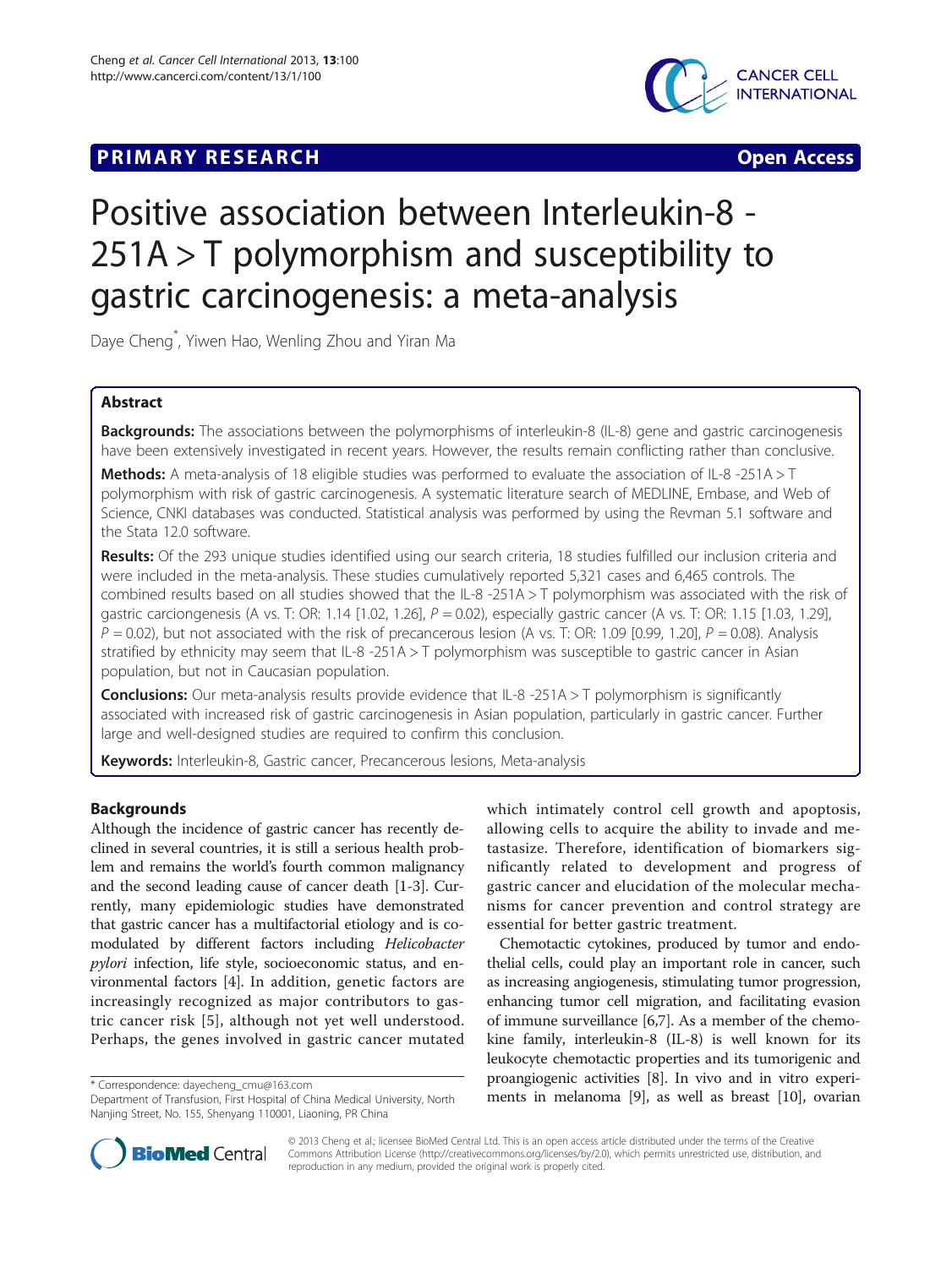**PRIMARY RESEARCH** **Open Access**

# Positive association between Interleukin-8 -251A > T polymorphism and susceptibility to gastric carcinogenesis: a meta-analysis

Daye Cheng*, Yiwen Hao, Wenling Zhou and Yiran Ma

## Abstract

**Backgrounds:** The associations between the polymorphisms of interleukin-8 (IL-8) gene and gastric carcinogenesis have been extensively investigated in recent years. However, the results remain conflicting rather than conclusive.

**Methods:** A meta-analysis of 18 eligible studies was performed to evaluate the association of IL-8 -251A > T polymorphism with risk of gastric carcinogenesis. A systematic literature search of MEDLINE, Embase, and Web of Science, CNKI databases was conducted. Statistical analysis was performed by using the Revman 5.1 software and the Stata 12.0 software.

**Results:** Of the 293 unique studies identified using our search criteria, 18 studies fulfilled our inclusion criteria and were included in the meta-analysis. These studies cumulatively reported 5,321 cases and 6,465 controls. The combined results based on all studies showed that the IL-8 -251A > T polymorphism was associated with the risk of gastric carciongenesis (A vs. T: OR: 1.14 [1.02, 1.26], $P = 0.02$), especially gastric cancer (A vs. T: OR: 1.15 [1.03, 1.29], $P = 0.02$), but not associated with the risk of precancerous lesion (A vs. T: OR: 1.09 [0.99, 1.20], $P = 0.08$). Analysis stratified by ethnicity may seem that IL-8 -251A > T polymorphism was susceptible to gastric cancer in Asian population, but not in Caucasian population.

**Conclusions:** Our meta-analysis results provide evidence that IL-8 -251A > T polymorphism is significantly associated with increased risk of gastric carcinogenesis in Asian population, particularly in gastric cancer. Further large and well-designed studies are required to confirm this conclusion.

**Keywords:** Interleukin-8, Gastric cancer, Precancerous lesions, Meta-analysis

## Backgrounds

Although the incidence of gastric cancer has recently declined in several countries, it is still a serious health problem and remains the world's fourth common malignancy and the second leading cause of cancer death [1-3]. Currently, many epidemiologic studies have demonstrated that gastric cancer has a multifactorial etiology and is comodulated by different factors including *Helicobacter pylori* infection, life style, socioeconomic status, and environmental factors [4]. In addition, genetic factors are increasingly recognized as major contributors to gastric cancer risk [5], although not yet well understood. Perhaps, the genes involved in gastric cancer mutated which intimately control cell growth and apoptosis, allowing cells to acquire the ability to invade and metastasize. Therefore, identification of biomarkers significantly related to development and progress of gastric cancer and elucidation of the molecular mechanisms for cancer prevention and control strategy are essential for better gastric treatment.

Chemotactic cytokines, produced by tumor and endothelial cells, could play an important role in cancer, such as increasing angiogenesis, stimulating tumor progression, enhancing tumor cell migration, and facilitating evasion of immune surveillance [6,7]. As a member of the chemokine family, interleukin-8 (IL-8) is well known for its leukocyte chemotactic properties and its tumorigenic and proangiogenic activities [8]. In vivo and in vitro experiments in melanoma [9], as well as breast [10], ovarian

* Correspondence: dayecheng_cmu@163.com
Department of Transfusion, First Hospital of China Medical University, North Nanjing Street, No. 155, Shenyang 110001, Liaoning, PR China

© 2013 Cheng et al.; licensee BioMed Central Ltd. This is an open access article distributed under the terms of the Creative Commons Attribution License (http://creativecommons.org/licenses/by/2.0), which permits unrestricted use, distribution, and reproduction in any medium, provided the original work is properly cited.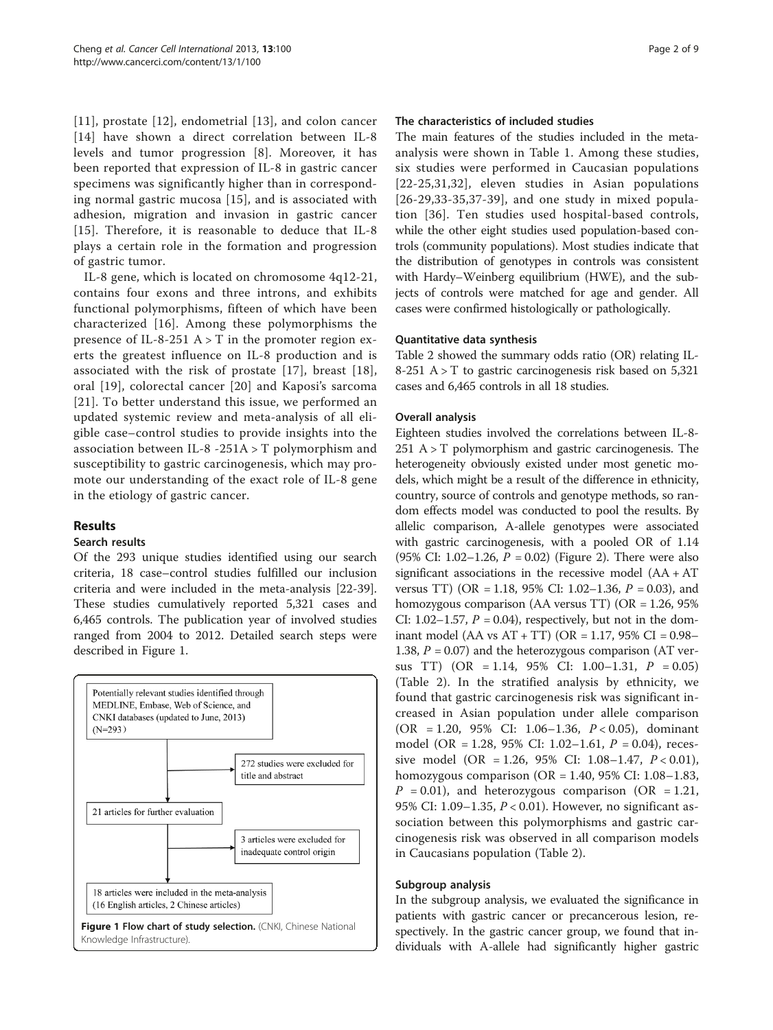[11], prostate [12], endometrial [13], and colon cancer [14] have shown a direct correlation between IL-8 levels and tumor progression [8]. Moreover, it has been reported that expression of IL-8 in gastric cancer specimens was significantly higher than in corresponding normal gastric mucosa [15], and is associated with adhesion, migration and invasion in gastric cancer [15]. Therefore, it is reasonable to deduce that IL-8 plays a certain role in the formation and progression of gastric tumor.

IL-8 gene, which is located on chromosome 4q12-21, contains four exons and three introns, and exhibits functional polymorphisms, fifteen of which have been characterized [16]. Among these polymorphisms the presence of IL-8-251 A > T in the promoter region exerts the greatest influence on IL-8 production and is associated with the risk of prostate [17], breast [18], oral [19], colorectal cancer [20] and Kaposi's sarcoma [21]. To better understand this issue, we performed an updated systemic review and meta-analysis of all eligible case–control studies to provide insights into the association between IL-8 -251A > T polymorphism and susceptibility to gastric carcinogenesis, which may promote our understanding of the exact role of IL-8 gene in the etiology of gastric cancer.

## Results

### Search results

Of the 293 unique studies identified using our search criteria, 18 case–control studies fulfilled our inclusion criteria and were included in the meta-analysis [22-39]. These studies cumulatively reported 5,321 cases and 6,465 controls. The publication year of involved studies ranged from 2004 to 2012. Detailed search steps were described in Figure 1.

Potentially relevant studies identified through MEDLINE, Embase, Web of Science, and CNKI databases (updated to June, 2013) (N=293)

272 studies were excluded for title and abstract

21 articles for further evaluation

3 articles were excluded for inadequate control origin

18 articles were included in the meta-analysis (16 English articles, 2 Chinese articles)

**Figure 1 Flow chart of study selection.** (CNKI, Chinese National Knowledge Infrastructure).

### The characteristics of included studies

The main features of the studies included in the meta-analysis were shown in Table 1. Among these studies, six studies were performed in Caucasian populations [22-25,31,32], eleven studies in Asian populations [26-29,33-35,37-39], and one study in mixed population [36]. Ten studies used hospital-based controls, while the other eight studies used population-based controls (community populations). Most studies indicate that the distribution of genotypes in controls was consistent with Hardy–Weinberg equilibrium (HWE), and the subjects of controls were matched for age and gender. All cases were confirmed histologically or pathologically.

### Quantitative data synthesis

Table 2 showed the summary odds ratio (OR) relating IL-8-251 A > T to gastric carcinogenesis risk based on 5,321 cases and 6,465 controls in all 18 studies.

### Overall analysis

Eighteen studies involved the correlations between IL-8-251 A > T polymorphism and gastric carcinogenesis. The heterogeneity obviously existed under most genetic models, which might be a result of the difference in ethnicity, country, source of controls and genotype methods, so random effects model was conducted to pool the results. By allelic comparison, A-allele genotypes were associated with gastric carcinogenesis, with a pooled OR of 1.14 (95% CI: 1.02–1.26, $P = 0.02$) (Figure 2). There were also significant associations in the recessive model (AA + AT versus TT) (OR = 1.18, 95% CI: 1.02–1.36, $P = 0.03$), and homozygous comparison (AA versus TT) (OR = 1.26, 95% CI: 1.02–1.57, $P = 0.04$), respectively, but not in the dominant model (AA vs AT + TT) (OR = 1.17, 95% CI = 0.98–1.38, $P = 0.07$) and the heterozygous comparison (AT versus TT) (OR = 1.14, 95% CI: 1.00–1.31, $P = 0.05$) (Table 2). In the stratified analysis by ethnicity, we found that gastric carcinogenesis risk was significant increased in Asian population under allele comparison (OR = 1.20, 95% CI: 1.06–1.36, $P < 0.05$), dominant model (OR = 1.28, 95% CI: 1.02–1.61, $P = 0.04$), recessive model (OR = 1.26, 95% CI: 1.08–1.47, $P < 0.01$), homozygous comparison (OR = 1.40, 95% CI: 1.08–1.83, $P = 0.01$), and heterozygous comparison (OR = 1.21, 95% CI: 1.09–1.35, $P < 0.01$). However, no significant association between this polymorphisms and gastric carcinogenesis risk was observed in all comparison models in Caucasians population (Table 2).

### Subgroup analysis

In the subgroup analysis, we evaluated the significance in patients with gastric cancer or precancerous lesion, respectively. In the gastric cancer group, we found that individuals with A-allele had significantly higher gastric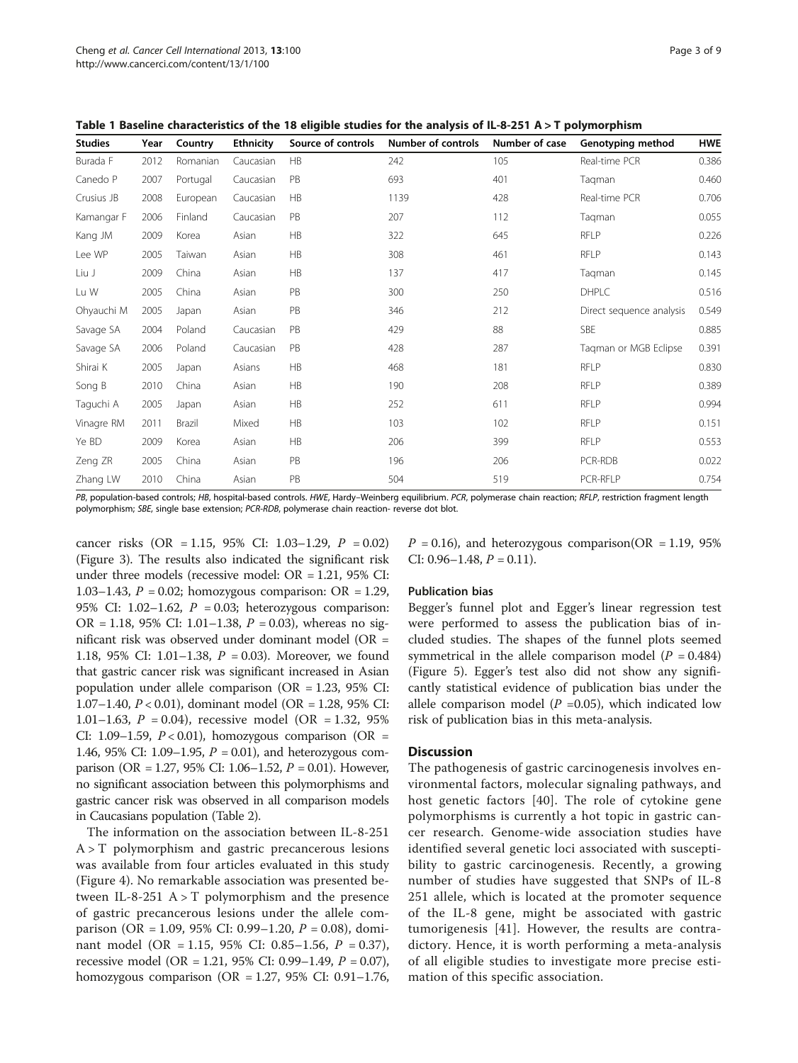**Table 1 Baseline characteristics of the 18 eligible studies for the analysis of IL-8-251 A > T polymorphism**

| Studies | Year | Country | Ethnicity | Source of controls | Number of controls | Number of case | Genotyping method | HWE |
|---|---|---|---|---|---|---|---|---|
| Burada F | 2012 | Romanian | Caucasian | HB | 242 | 105 | Real-time PCR | 0.386 |
| Canedo P | 2007 | Portugal | Caucasian | PB | 693 | 401 | Taqman | 0.460 |
| Crusius JB | 2008 | European | Caucasian | HB | 1139 | 428 | Real-time PCR | 0.706 |
| Kamangar F | 2006 | Finland | Caucasian | PB | 207 | 112 | Taqman | 0.055 |
| Kang JM | 2009 | Korea | Asian | HB | 322 | 645 | RFLP | 0.226 |
| Lee WP | 2005 | Taiwan | Asian | HB | 308 | 461 | RFLP | 0.143 |
| Liu J | 2009 | China | Asian | HB | 137 | 417 | Taqman | 0.145 |
| Lu W | 2005 | China | Asian | PB | 300 | 250 | DHPLC | 0.516 |
| Ohyauchi M | 2005 | Japan | Asian | PB | 346 | 212 | Direct sequence analysis | 0.549 |
| Savage SA | 2004 | Poland | Caucasian | PB | 429 | 88 | SBE | 0.885 |
| Savage SA | 2006 | Poland | Caucasian | PB | 428 | 287 | Taqman or MGB Eclipse | 0.391 |
| Shirai K | 2005 | Japan | Asians | HB | 468 | 181 | RFLP | 0.830 |
| Song B | 2010 | China | Asian | HB | 190 | 208 | RFLP | 0.389 |
| Taguchi A | 2005 | Japan | Asian | HB | 252 | 611 | RFLP | 0.994 |
| Vinagre RM | 2011 | Brazil | Mixed | HB | 103 | 102 | RFLP | 0.151 |
| Ye BD | 2009 | Korea | Asian | HB | 206 | 399 | RFLP | 0.553 |
| Zeng ZR | 2005 | China | Asian | PB | 196 | 206 | PCR-RDB | 0.022 |
| Zhang LW | 2010 | China | Asian | PB | 504 | 519 | PCR-RFLP | 0.754 |

*PB*, population-based controls; *HB*, hospital-based controls. *HWE*, Hardy–Weinberg equilibrium. *PCR*, polymerase chain reaction; *RFLP*, restriction fragment length polymorphism; *SBE*, single base extension; *PCR-RDB*, polymerase chain reaction- reverse dot blot.

cancer risks (OR = 1.15, 95% CI: 1.03–1.29, $P$ = 0.02) (Figure 3). The results also indicated the significant risk under three models (recessive model: OR = 1.21, 95% CI: 1.03–1.43, $P$ = 0.02; homozygous comparison: OR = 1.29, 95% CI: 1.02–1.62, $P$ = 0.03; heterozygous comparison: OR = 1.18, 95% CI: 1.01–1.38, $P$ = 0.03), whereas no significant risk was observed under dominant model (OR = 1.18, 95% CI: 1.01–1.38, $P$ = 0.03). Moreover, we found that gastric cancer risk was significant increased in Asian population under allele comparison (OR = 1.23, 95% CI: 1.07–1.40, $P$ < 0.01), dominant model (OR = 1.28, 95% CI: 1.01–1.63, $P$ = 0.04), recessive model (OR = 1.32, 95% CI: 1.09–1.59, $P$ < 0.01), homozygous comparison (OR = 1.46, 95% CI: 1.09–1.95, $P$ = 0.01), and heterozygous comparison (OR = 1.27, 95% CI: 1.06–1.52, $P$ = 0.01). However, no significant association between this polymorphisms and gastric cancer risk was observed in all comparison models in Caucasians population (Table 2).

The information on the association between IL-8-251 A > T polymorphism and gastric precancerous lesions was available from four articles evaluated in this study (Figure 4). No remarkable association was presented between IL-8-251 A > T polymorphism and the presence of gastric precancerous lesions under the allele comparison (OR = 1.09, 95% CI: 0.99–1.20, $P$ = 0.08), dominant model (OR = 1.15, 95% CI: 0.85–1.56, $P$ = 0.37), recessive model (OR = 1.21, 95% CI: 0.99–1.49, $P$ = 0.07), homozygous comparison (OR = 1.27, 95% CI: 0.91–1.76, $P$ = 0.16), and heterozygous comparison(OR = 1.19, 95% CI: 0.96–1.48, $P$ = 0.11).

### Publication bias

Begger's funnel plot and Egger's linear regression test were performed to assess the publication bias of included studies. The shapes of the funnel plots seemed symmetrical in the allele comparison model ($P$ = 0.484) (Figure 5). Egger's test also did not show any significantly statistical evidence of publication bias under the allele comparison model ($P$ =0.05), which indicated low risk of publication bias in this meta-analysis.

## Discussion

The pathogenesis of gastric carcinogenesis involves environmental factors, molecular signaling pathways, and host genetic factors [40]. The role of cytokine gene polymorphisms is currently a hot topic in gastric cancer research. Genome-wide association studies have identified several genetic loci associated with susceptibility to gastric carcinogenesis. Recently, a growing number of studies have suggested that SNPs of IL-8 251 allele, which is located at the promoter sequence of the IL-8 gene, might be associated with gastric tumorigenesis [41]. However, the results are contradictory. Hence, it is worth performing a meta-analysis of all eligible studies to investigate more precise estimation of this specific association.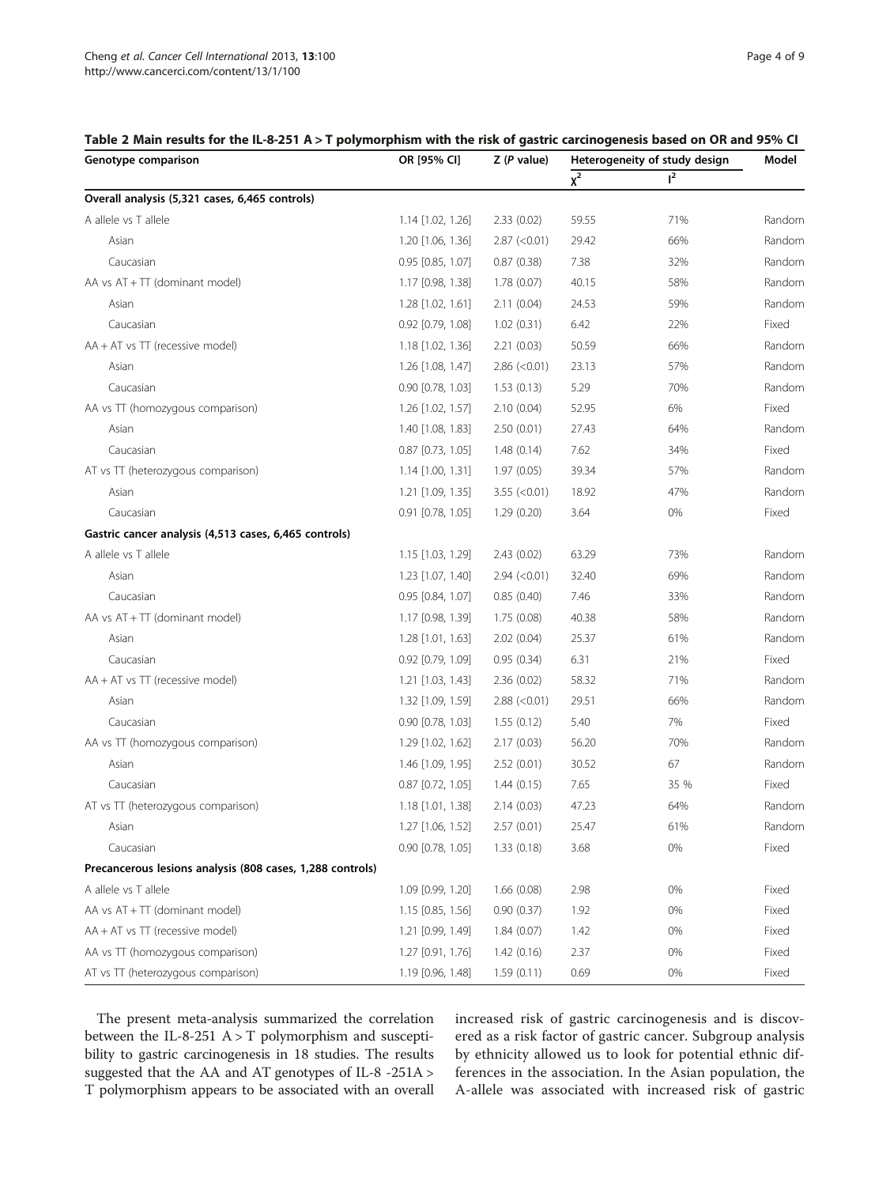**Table 2 Main results for the IL-8-251 A > T polymorphism with the risk of gastric carcinogenesis based on OR and 95% CI**

| Genotype comparison | OR [95% CI] | Z (*P* value) | Heterogeneity of study design | | Model |
|---|---|---|---|---|---|
| | | | $\chi^2$ | $I^2$ | |
| **Overall analysis (5,321 cases, 6,465 controls)** | | | | | |
| A allele vs T allele | 1.14 [1.02, 1.26] | 2.33 (0.02) | 59.55 | 71% | Random |
| Asian | 1.20 [1.06, 1.36] | 2.87 (<0.01) | 29.42 | 66% | Random |
| Caucasian | 0.95 [0.85, 1.07] | 0.87 (0.38) | 7.38 | 32% | Random |
| AA vs AT + TT (dominant model) | 1.17 [0.98, 1.38] | 1.78 (0.07) | 40.15 | 58% | Random |
| Asian | 1.28 [1.02, 1.61] | 2.11 (0.04) | 24.53 | 59% | Random |
| Caucasian | 0.92 [0.79, 1.08] | 1.02 (0.31) | 6.42 | 22% | Fixed |
| AA + AT vs TT (recessive model) | 1.18 [1.02, 1.36] | 2.21 (0.03) | 50.59 | 66% | Random |
| Asian | 1.26 [1.08, 1.47] | 2.86 (<0.01) | 23.13 | 57% | Random |
| Caucasian | 0.90 [0.78, 1.03] | 1.53 (0.13) | 5.29 | 70% | Random |
| AA vs TT (homozygous comparison) | 1.26 [1.02, 1.57] | 2.10 (0.04) | 52.95 | 6% | Fixed |
| Asian | 1.40 [1.08, 1.83] | 2.50 (0.01) | 27.43 | 64% | Random |
| Caucasian | 0.87 [0.73, 1.05] | 1.48 (0.14) | 7.62 | 34% | Fixed |
| AT vs TT (heterozygous comparison) | 1.14 [1.00, 1.31] | 1.97 (0.05) | 39.34 | 57% | Random |
| Asian | 1.21 [1.09, 1.35] | 3.55 (<0.01) | 18.92 | 47% | Random |
| Caucasian | 0.91 [0.78, 1.05] | 1.29 (0.20) | 3.64 | 0% | Fixed |
| **Gastric cancer analysis (4,513 cases, 6,465 controls)** | | | | | |
| A allele vs T allele | 1.15 [1.03, 1.29] | 2.43 (0.02) | 63.29 | 73% | Random |
| Asian | 1.23 [1.07, 1.40] | 2.94 (<0.01) | 32.40 | 69% | Random |
| Caucasian | 0.95 [0.84, 1.07] | 0.85 (0.40) | 7.46 | 33% | Random |
| AA vs AT + TT (dominant model) | 1.17 [0.98, 1.39] | 1.75 (0.08) | 40.38 | 58% | Random |
| Asian | 1.28 [1.01, 1.63] | 2.02 (0.04) | 25.37 | 61% | Random |
| Caucasian | 0.92 [0.79, 1.09] | 0.95 (0.34) | 6.31 | 21% | Fixed |
| AA + AT vs TT (recessive model) | 1.21 [1.03, 1.43] | 2.36 (0.02) | 58.32 | 71% | Random |
| Asian | 1.32 [1.09, 1.59] | 2.88 (<0.01) | 29.51 | 66% | Random |
| Caucasian | 0.90 [0.78, 1.03] | 1.55 (0.12) | 5.40 | 7% | Fixed |
| AA vs TT (homozygous comparison) | 1.29 [1.02, 1.62] | 2.17 (0.03) | 56.20 | 70% | Random |
| Asian | 1.46 [1.09, 1.95] | 2.52 (0.01) | 30.52 | 67 | Random |
| Caucasian | 0.87 [0.72, 1.05] | 1.44 (0.15) | 7.65 | 35 % | Fixed |
| AT vs TT (heterozygous comparison) | 1.18 [1.01, 1.38] | 2.14 (0.03) | 47.23 | 64% | Random |
| Asian | 1.27 [1.06, 1.52] | 2.57 (0.01) | 25.47 | 61% | Random |
| Caucasian | 0.90 [0.78, 1.05] | 1.33 (0.18) | 3.68 | 0% | Fixed |
| **Precancerous lesions analysis (808 cases, 1,288 controls)** | | | | | |
| A allele vs T allele | 1.09 [0.99, 1.20] | 1.66 (0.08) | 2.98 | 0% | Fixed |
| AA vs AT + TT (dominant model) | 1.15 [0.85, 1.56] | 0.90 (0.37) | 1.92 | 0% | Fixed |
| AA + AT vs TT (recessive model) | 1.21 [0.99, 1.49] | 1.84 (0.07) | 1.42 | 0% | Fixed |
| AA vs TT (homozygous comparison) | 1.27 [0.91, 1.76] | 1.42 (0.16) | 2.37 | 0% | Fixed |
| AT vs TT (heterozygous comparison) | 1.19 [0.96, 1.48] | 1.59 (0.11) | 0.69 | 0% | Fixed |

The present meta-analysis summarized the correlation between the IL-8-251 A > T polymorphism and susceptibility to gastric carcinogenesis in 18 studies. The results suggested that the AA and AT genotypes of IL-8 -251A > T polymorphism appears to be associated with an overall increased risk of gastric carcinogenesis and is discovered as a risk factor of gastric cancer. Subgroup analysis by ethnicity allowed us to look for potential ethnic differences in the association. In the Asian population, the A-allele was associated with increased risk of gastric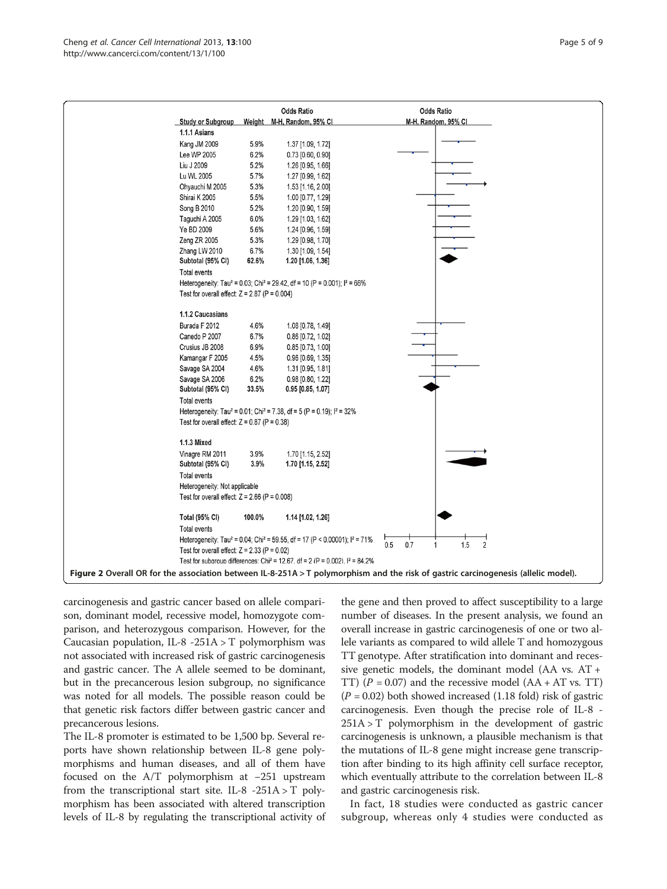Study or Subgroup Weight Odds Ratio M-H, Random, 95% CI

Odds Ratio M-H, Random, 95% CI

1.1.1 Asians

Kang JM 2009 5.9% 1.37 [1.09, 1.72]

Lee WP 2005 6.2% 0.73 [0.60, 0.90]

Liu J 2009 5.2% 1.26 [0.95, 1.66]

Lu WL 2005 5.7% 1.27 [0.99, 1.62]

Ohyauchi M 2005 5.3% 1.53 [1.16, 2.00]

Shirai K 2005 5.5% 1.00 [0.77, 1.29]

Song B 2010 5.2% 1.20 [0.90, 1.59]

Taguchi A 2005 6.0% 1.29 [1.03, 1.62]

Ye BD 2009 5.6% 1.24 [0.96, 1.59]

Zeng ZR 2005 5.3% 1.29 [0.98, 1.70]

Zhang LW 2010 6.7% 1.30 [1.09, 1.54]

**Subtotal (95% CI) 62.6% 1.20 [1.06, 1.36]**

Total events

Heterogeneity: Tau² = 0.03; Chi² = 29.42, df = 10 (P = 0.001); I² = 66%

Test for overall effect: Z = 2.87 (P = 0.004)

1.1.2 Caucasians

Burada F 2012 4.6% 1.08 [0.78, 1.49]

Canedo P 2007 6.7% 0.86 [0.72, 1.02]

Crusius JB 2008 6.9% 0.85 [0.73, 1.00]

Kamangar F 2005 4.5% 0.96 [0.69, 1.35]

Savage SA 2004 4.6% 1.31 [0.95, 1.81]

Savage SA 2006 6.2% 0.98 [0.80, 1.22]

**Subtotal (95% CI) 33.5% 0.95 [0.85, 1.07]**

Total events

Heterogeneity: Tau² = 0.01; Chi² = 7.38, df = 5 (P = 0.19); I² = 32%

Test for overall effect: Z = 0.87 (P = 0.38)

1.1.3 Mixed

Vinagre RM 2011 3.9% 1.70 [1.15, 2.52]

**Subtotal (95% CI) 3.9% 1.70 [1.15, 2.52]**

Total events

Heterogeneity: Not applicable

Test for overall effect: Z = 2.66 (P = 0.008)

**Total (95% CI) 100.0% 1.14 [1.02, 1.26]**

Total events

Heterogeneity: Tau² = 0.04; Chi² = 59.55, df = 17 (P < 0.00001); I² = 71%

Test for overall effect: Z = 2.33 (P = 0.02)

Test for subgroup differences: Chi² = 12.67, df = 2 (P = 0.002), I² = 84.2%

0.5 0.7 1 1.5 2

**Figure 2 Overall OR for the association between IL-8-251A > T polymorphism and the risk of gastric carcinogenesis (allelic model).**

carcinogenesis and gastric cancer based on allele comparison, dominant model, recessive model, homozygote comparison, and heterozygous comparison. However, for the Caucasian population, IL-8 -251A > T polymorphism was not associated with increased risk of gastric carcinogenesis and gastric cancer. The A allele seemed to be dominant, but in the precancerous lesion subgroup, no significance was noted for all models. The possible reason could be that genetic risk factors differ between gastric cancer and precancerous lesions.

The IL-8 promoter is estimated to be 1,500 bp. Several reports have shown relationship between IL-8 gene polymorphisms and human diseases, and all of them have focused on the A/T polymorphism at −251 upstream from the transcriptional start site. IL-8 -251A > T polymorphism has been associated with altered transcription levels of IL-8 by regulating the transcriptional activity of the gene and then proved to affect susceptibility to a large number of diseases. In the present analysis, we found an overall increase in gastric carcinogenesis of one or two allele variants as compared to wild allele T and homozygous TT genotype. After stratification into dominant and recessive genetic models, the dominant model (AA vs. AT + TT) ($P = 0.07$) and the recessive model (AA + AT vs. TT) ($P = 0.02$) both showed increased (1.18 fold) risk of gastric carcinogenesis. Even though the precise role of IL-8 -251A > T polymorphism in the development of gastric carcinogenesis is unknown, a plausible mechanism is that the mutations of IL-8 gene might increase gene transcription after binding to its high affinity cell surface receptor, which eventually attribute to the correlation between IL-8 and gastric carcinogenesis risk.

In fact, 18 studies were conducted as gastric cancer subgroup, whereas only 4 studies were conducted as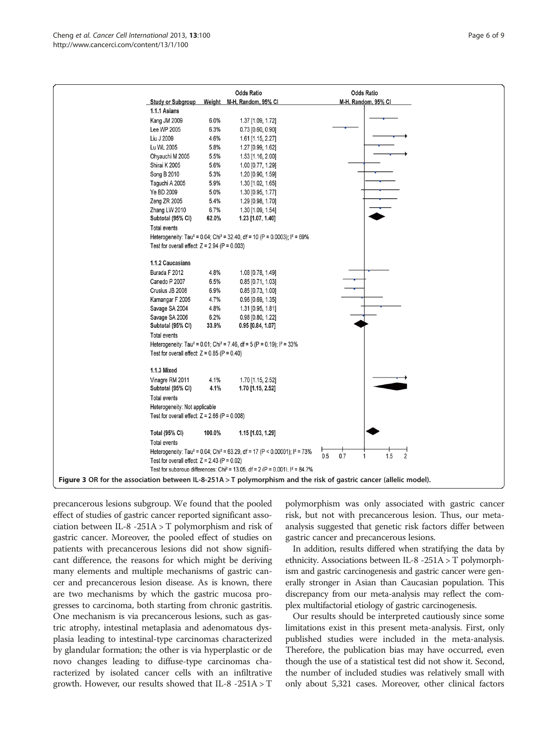Odds Ratio

Study or Subgroup Weight M-H, Random, 95% CI

Odds Ratio

M-H, Random, 95% CI

1.1.1 Asians

Kang JM 2009 6.0% 1.37 [1.09, 1.72]

Lee WP 2005 6.3% 0.73 [0.60, 0.90]

Liu J 2009 4.6% 1.61 [1.15, 2.27]

Lu WL 2005 5.8% 1.27 [0.99, 1.62]

Ohyauchi M 2005 5.5% 1.53 [1.16, 2.00]

Shirai K 2005 5.6% 1.00 [0.77, 1.29]

Song B 2010 5.3% 1.20 [0.90, 1.59]

Taguchi A 2005 5.9% 1.30 [1.02, 1.65]

Ye BD 2009 5.0% 1.30 [0.95, 1.77]

Zeng ZR 2005 5.4% 1.29 [0.98, 1.70]

Zhang LW 2010 6.7% 1.30 [1.09, 1.54]

**Subtotal (95% CI) 62.0% 1.23 [1.07, 1.40]**

Total events

Heterogeneity: Tau² = 0.04; Chi² = 32.40, df = 10 (P = 0.0003); I² = 69%

Test for overall effect: Z = 2.94 (P = 0.003)

1.1.2 Caucasians

Burada F 2012 4.8% 1.08 [0.78, 1.49]

Canedo P 2007 6.5% 0.85 [0.71, 1.03]

Crusius JB 2008 6.9% 0.85 [0.73, 1.00]

Kamangar F 2005 4.7% 0.96 [0.69, 1.35]

Savage SA 2004 4.8% 1.31 [0.95, 1.81]

Savage SA 2006 6.2% 0.98 [0.80, 1.22]

**Subtotal (95% CI) 33.9% 0.95 [0.84, 1.07]**

Total events

Heterogeneity: Tau² = 0.01; Chi² = 7.46, df = 5 (P = 0.19); I² = 33%

Test for overall effect: Z = 0.85 (P = 0.40)

1.1.3 Mixed

Vinagre RM 2011 4.1% 1.70 [1.15, 2.52]

**Subtotal (95% CI) 4.1% 1.70 [1.15, 2.52]**

Total events

Heterogeneity: Not applicable

Test for overall effect: Z = 2.66 (P = 0.008)

**Total (95% CI) 100.0% 1.15 [1.03, 1.29]**

Total events

Heterogeneity: Tau² = 0.04; Chi² = 63.29, df = 17 (P < 0.00001); I² = 73%

Test for overall effect: Z = 2.43 (P = 0.02)

Test for subgroup differences: Chi² = 13.05, df = 2 (P = 0.001), I² = 84.7%

0.5 0.7 1 1.5 2

**Figure 3 OR for the association between IL-8-251A > T polymorphism and the risk of gastric cancer (allelic model).**

precancerous lesions subgroup. We found that the pooled effect of studies of gastric cancer reported significant association between IL-8 -251A > T polymorphism and risk of gastric cancer. Moreover, the pooled effect of studies on patients with precancerous lesions did not show significant difference, the reasons for which might be deriving many elements and multiple mechanisms of gastric cancer and precancerous lesion disease. As is known, there are two mechanisms by which the gastric mucosa progresses to carcinoma, both starting from chronic gastritis. One mechanism is via precancerous lesions, such as gastric atrophy, intestinal metaplasia and adenomatous dysplasia leading to intestinal-type carcinomas characterized by glandular formation; the other is via hyperplastic or de novo changes leading to diffuse-type carcinomas characterized by isolated cancer cells with an infiltrative growth. However, our results showed that IL-8 -251A > T polymorphism was only associated with gastric cancer risk, but not with precancerous lesion. Thus, our meta-analysis suggested that genetic risk factors differ between gastric cancer and precancerous lesions.

In addition, results differed when stratifying the data by ethnicity. Associations between IL-8 -251A > T polymorphism and gastric carcinogenesis and gastric cancer were generally stronger in Asian than Caucasian population. This discrepancy from our meta-analysis may reflect the complex multifactorial etiology of gastric carcinogenesis.

Our results should be interpreted cautiously since some limitations exist in this present meta-analysis. First, only published studies were included in the meta-analysis. Therefore, the publication bias may have occurred, even though the use of a statistical test did not show it. Second, the number of included studies was relatively small with only about 5,321 cases. Moreover, other clinical factors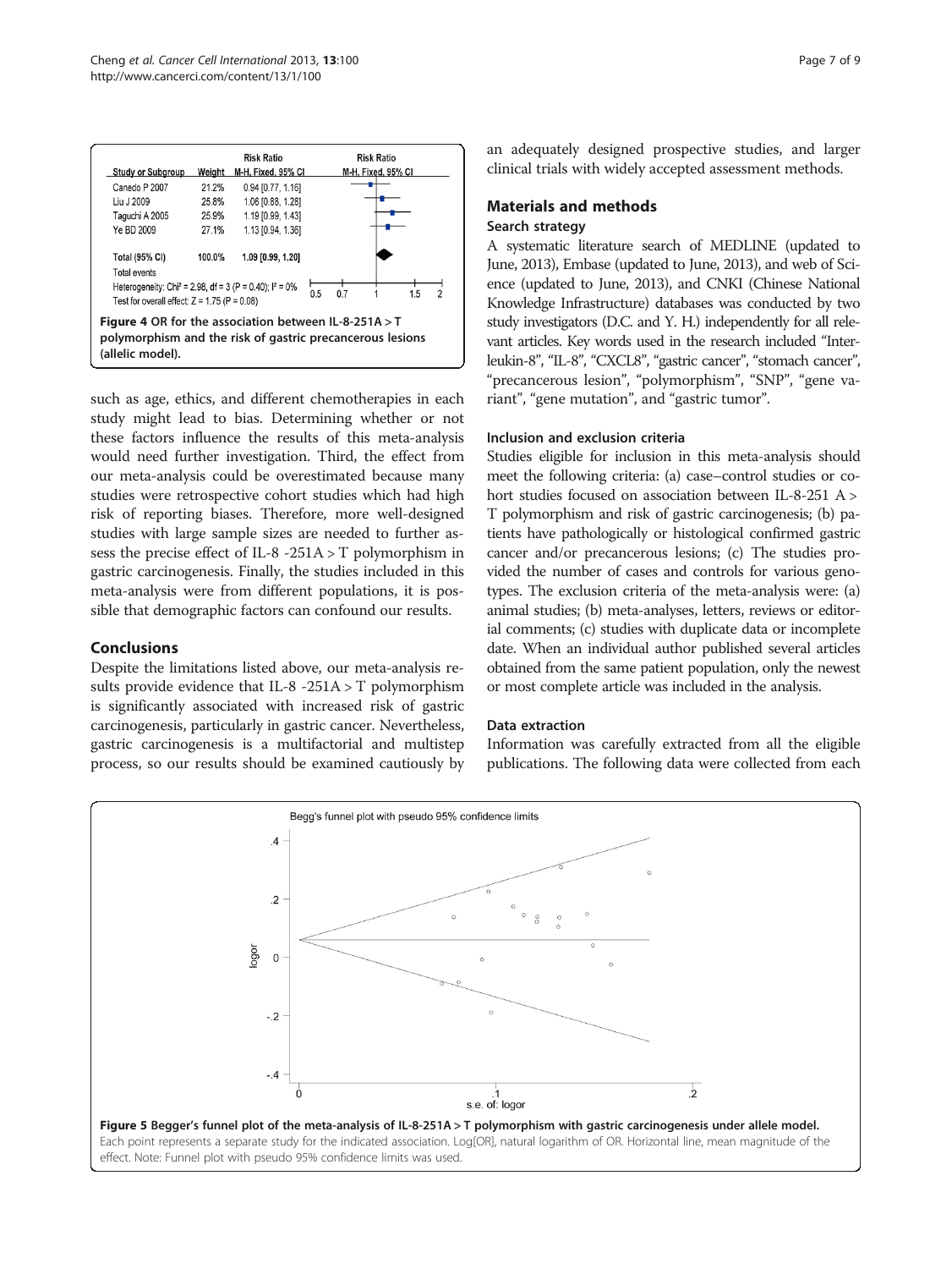Study or Subgroup | Weight | Risk Ratio M-H, Fixed, 95% CI | Risk Ratio M-H, Fixed, 95% CI

Canedo P 2007 21.2% 0.94 [0.77, 1.16]

Liu J 2009 25.8% 1.06 [0.88, 1.28]

Taguchi A 2005 25.9% 1.19 [0.99, 1.43]

Ye BD 2009 27.1% 1.13 [0.94, 1.36]

Total (95% CI) 100.0% 1.09 [0.99, 1.20]

Total events

Heterogeneity: Chi² = 2.98, df = 3 (P = 0.40); I² = 0%

Test for overall effect: Z = 1.75 (P = 0.08)

0.5 0.7 1 1.5 2

**Figure 4** OR for the association between IL-8-251A > T polymorphism and the risk of gastric precancerous lesions (allelic model).

such as age, ethics, and different chemotherapies in each study might lead to bias. Determining whether or not these factors influence the results of this meta-analysis would need further investigation. Third, the effect from our meta-analysis could be overestimated because many studies were retrospective cohort studies which had high risk of reporting biases. Therefore, more well-designed studies with large sample sizes are needed to further assess the precise effect of IL-8 -251A > T polymorphism in gastric carcinogenesis. Finally, the studies included in this meta-analysis were from different populations, it is possible that demographic factors can confound our results.

## Conclusions

Despite the limitations listed above, our meta-analysis results provide evidence that IL-8 -251A > T polymorphism is significantly associated with increased risk of gastric carcinogenesis, particularly in gastric cancer. Nevertheless, gastric carcinogenesis is a multifactorial and multistep process, so our results should be examined cautiously by an adequately designed prospective studies, and larger clinical trials with widely accepted assessment methods.

## Materials and methods

### Search strategy

A systematic literature search of MEDLINE (updated to June, 2013), Embase (updated to June, 2013), and web of Science (updated to June, 2013), and CNKI (Chinese National Knowledge Infrastructure) databases was conducted by two study investigators (D.C. and Y. H.) independently for all relevant articles. Key words used in the research included "Interleukin-8", "IL-8", "CXCL8", "gastric cancer", "stomach cancer", "precancerous lesion", "polymorphism", "SNP", "gene variant", "gene mutation", and "gastric tumor".

### Inclusion and exclusion criteria

Studies eligible for inclusion in this meta-analysis should meet the following criteria: (a) case–control studies or cohort studies focused on association between IL-8-251 A > T polymorphism and risk of gastric carcinogenesis; (b) patients have pathologically or histological confirmed gastric cancer and/or precancerous lesions; (c) The studies provided the number of cases and controls for various genotypes. The exclusion criteria of the meta-analysis were: (a) animal studies; (b) meta-analyses, letters, reviews or editorial comments; (c) studies with duplicate data or incomplete date. When an individual author published several articles obtained from the same patient population, only the newest or most complete article was included in the analysis.

### Data extraction

Information was carefully extracted from all the eligible publications. The following data were collected from each

Begg's funnel plot with pseudo 95% confidence limits

logor

.4

.2

0

-.2

-.4

0 .1 .2

s.e. of: logor

**Figure 5** Begger's funnel plot of the meta-analysis of IL-8-251A > T polymorphism with gastric carcinogenesis under allele model. Each point represents a separate study for the indicated association. Log[OR], natural logarithm of OR. Horizontal line, mean magnitude of the effect. Note: Funnel plot with pseudo 95% confidence limits was used.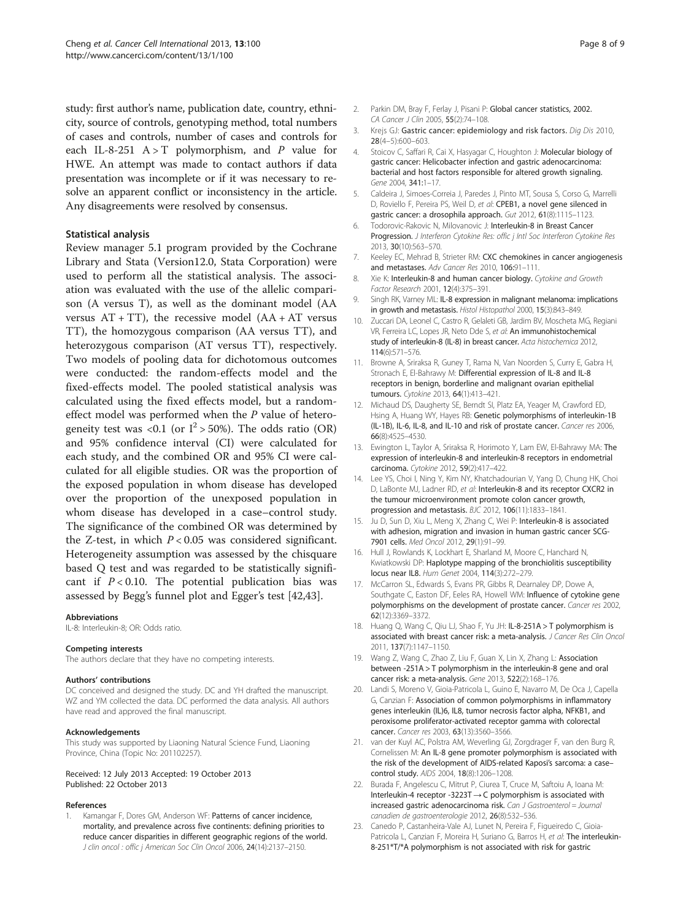study: first author's name, publication date, country, ethnicity, source of controls, genotyping method, total numbers of cases and controls, number of cases and controls for each IL-8-251 A > T polymorphism, and *P* value for HWE. An attempt was made to contact authors if data presentation was incomplete or if it was necessary to resolve an apparent conflict or inconsistency in the article. Any disagreements were resolved by consensus.

### Statistical analysis

Review manager 5.1 program provided by the Cochrane Library and Stata (Version12.0, Stata Corporation) were used to perform all the statistical analysis. The association was evaluated with the use of the allelic comparison (A versus T), as well as the dominant model (AA versus AT + TT), the recessive model (AA + AT versus TT), the homozygous comparison (AA versus TT), and heterozygous comparison (AT versus TT), respectively. Two models of pooling data for dichotomous outcomes were conducted: the random-effects model and the fixed-effects model. The pooled statistical analysis was calculated using the fixed effects model, but a random-effect model was performed when the *P* value of heterogeneity test was $<0.1$ (or $I^2 > 50\%$). The odds ratio (OR) and 95% confidence interval (CI) were calculated for each study, and the combined OR and 95% CI were calculated for all eligible studies. OR was the proportion of the exposed population in whom disease has developed over the proportion of the unexposed population in whom disease has developed in a case–control study. The significance of the combined OR was determined by the Z-test, in which $P < 0.05$ was considered significant. Heterogeneity assumption was assessed by the chisquare based Q test and was regarded to be statistically significant if $P < 0.10$. The potential publication bias was assessed by Begg's funnel plot and Egger's test [42,43].

#### Abbreviations

IL-8: Interleukin-8; OR: Odds ratio.

#### Competing interests

The authors declare that they have no competing interests.

#### Authors' contributions

DC conceived and designed the study. DC and YH drafted the manuscript. WZ and YM collected the data. DC performed the data analysis. All authors have read and approved the final manuscript.

#### Acknowledgements

This study was supported by Liaoning Natural Science Fund, Liaoning Province, China (Topic No: 201102257).

Received: 12 July 2013 Accepted: 19 October 2013
Published: 22 October 2013

#### References

1. Kamangar F, Dores GM, Anderson WF: **Patterns of cancer incidence, mortality, and prevalence across five continents: defining priorities to reduce cancer disparities in different geographic regions of the world.** *J clin oncol : offic j American Soc Clin Oncol* 2006, **24**(14):2137–2150.
2. Parkin DM, Bray F, Ferlay J, Pisani P: **Global cancer statistics, 2002.** *CA Cancer J Clin* 2005, **55**(2):74–108.
3. Krejs GJ: **Gastric cancer: epidemiology and risk factors.** *Dig Dis* 2010, **28**(4–5):600–603.
4. Stoicov C, Saffari R, Cai X, Hasyagar C, Houghton J: **Molecular biology of gastric cancer: Helicobacter infection and gastric adenocarcinoma: bacterial and host factors responsible for altered growth signaling.** *Gene* 2004, **341**:1–17.
5. Caldeira J, Simoes-Correia J, Paredes J, Pinto MT, Sousa S, Corso G, Marrelli D, Roviello F, Pereira PS, Weil D, *et al*: **CPEB1, a novel gene silenced in gastric cancer: a drosophila approach.** *Gut* 2012, **61**(8):1115–1123.
6. Todorovic-Rakovic N, Milanovic J: **Interleukin-8 in Breast Cancer Progression.** *J Interferon Cytokine Res: offic j Intl Soc Interferon Cytokine Res* 2013, **30**(10):563–570.
7. Keeley EC, Mehrad B, Strieter RM: **CXC chemokines in cancer angiogenesis and metastases.** *Adv Cancer Res* 2010, **106**:91–111.
8. Xie K: **Interleukin-8 and human cancer biology.** *Cytokine and Growth Factor Research* 2001, **12**(4):375–391.
9. Singh RK, Varney ML: **IL-8 expression in malignant melanoma: implications in growth and metastasis.** *Histol Histopathol* 2000, **15**(3):843–849.
10. Zuccari DA, Leonel C, Castro R, Gelaleti GB, Jardim BV, Moscheta MG, Regiani VR, Ferreira LC, Lopes JR, Neto Dde S, *et al*: **An immunohistochemical study of interleukin-8 (IL-8) in breast cancer.** *Acta histochemica* 2012, **114**(6):571–576.
11. Browne A, Sriraksa R, Guney T, Rama N, Van Noorden S, Curry E, Gabra H, Stronach E, El-Bahrawy M: **Differential expression of IL-8 and IL-8 receptors in benign, borderline and malignant ovarian epithelial tumours.** *Cytokine* 2013, **64**(1):413–421.
12. Michaud DS, Daugherty SE, Berndt SI, Platz EA, Yeager M, Crawford ED, Hsing A, Huang WY, Hayes RB: **Genetic polymorphisms of interleukin-1B (IL-1B), IL-6, IL-8, and IL-10 and risk of prostate cancer.** *Cancer res* 2006, **66**(8):4525–4530.
13. Ewington L, Taylor A, Sriraksa R, Horimoto Y, Lam EW, El-Bahrawy MA: **The expression of interleukin-8 and interleukin-8 receptors in endometrial carcinoma.** *Cytokine* 2012, **59**(2):417–422.
14. Lee YS, Choi I, Ning Y, Kim NY, Khatchadourian V, Yang D, Chung HK, Choi D, LaBonte MJ, Ladner RD, *et al*: **Interleukin-8 and its receptor CXCR2 in the tumour microenvironment promote colon cancer growth, progression and metastasis.** *BJC* 2012, **106**(11):1833–1841.
15. Ju D, Sun D, Xiu L, Meng X, Zhang C, Wei P: **Interleukin-8 is associated with adhesion, migration and invasion in human gastric cancer SCG-7901 cells.** *Med Oncol* 2012, **29**(1):91–99.
16. Hull J, Rowlands K, Lockhart E, Sharland M, Moore C, Hanchard N, Kwiatkowski DP: **Haplotype mapping of the bronchiolitis susceptibility locus near IL8.** *Hum Genet* 2004, **114**(3):272–279.
17. McCarron SL, Edwards S, Evans PR, Gibbs R, Dearnaley DP, Dowe A, Southgate C, Easton DF, Eeles RA, Howell WM: **Influence of cytokine gene polymorphisms on the development of prostate cancer.** *Cancer res* 2002, **62**(12):3369–3372.
18. Huang Q, Wang C, Qiu LJ, Shao F, Yu JH: **IL-8-251A > T polymorphism is associated with breast cancer risk: a meta-analysis.** *J Cancer Res Clin Oncol* 2011, **137**(7):1147–1150.
19. Wang Z, Wang C, Zhao Z, Liu F, Guan X, Lin X, Zhang L: **Association between -251A > T polymorphism in the interleukin-8 gene and oral cancer risk: a meta-analysis.** *Gene* 2013, **522**(2):168–176.
20. Landi S, Moreno V, Gioia-Patricola L, Guino E, Navarro M, De Oca J, Capella G, Canzian F: **Association of common polymorphisms in inflammatory genes interleukin (IL)6, IL8, tumor necrosis factor alpha, NFKB1, and peroxisome proliferator-activated receptor gamma with colorectal cancer.** *Cancer res* 2003, **63**(13):3560–3566.
21. van der Kuyl AC, Polstra AM, Weverling GJ, Zorgdrager F, van den Burg R, Cornelissen M: **An IL-8 gene promoter polymorphism is associated with the risk of the development of AIDS-related Kaposi's sarcoma: a case–control study.** *AIDS* 2004, **18**(8):1206–1208.
22. Burada F, Angelescu C, Mitrut P, Ciurea T, Cruce M, Saftoiu A, Ioana M: **Interleukin-4 receptor -3223T → C polymorphism is associated with increased gastric adenocarcinoma risk.** *Can J Gastroenterol = Journal canadien de gastroenterologie* 2012, **26**(8):532–536.
23. Canedo P, Castanheira-Vale AJ, Lunet N, Pereira F, Figueiredo C, Gioia-Patricola L, Canzian F, Moreira H, Suriano G, Barros H, *et al*: **The interleukin-8-251*T/*A polymorphism is not associated with risk for gastric**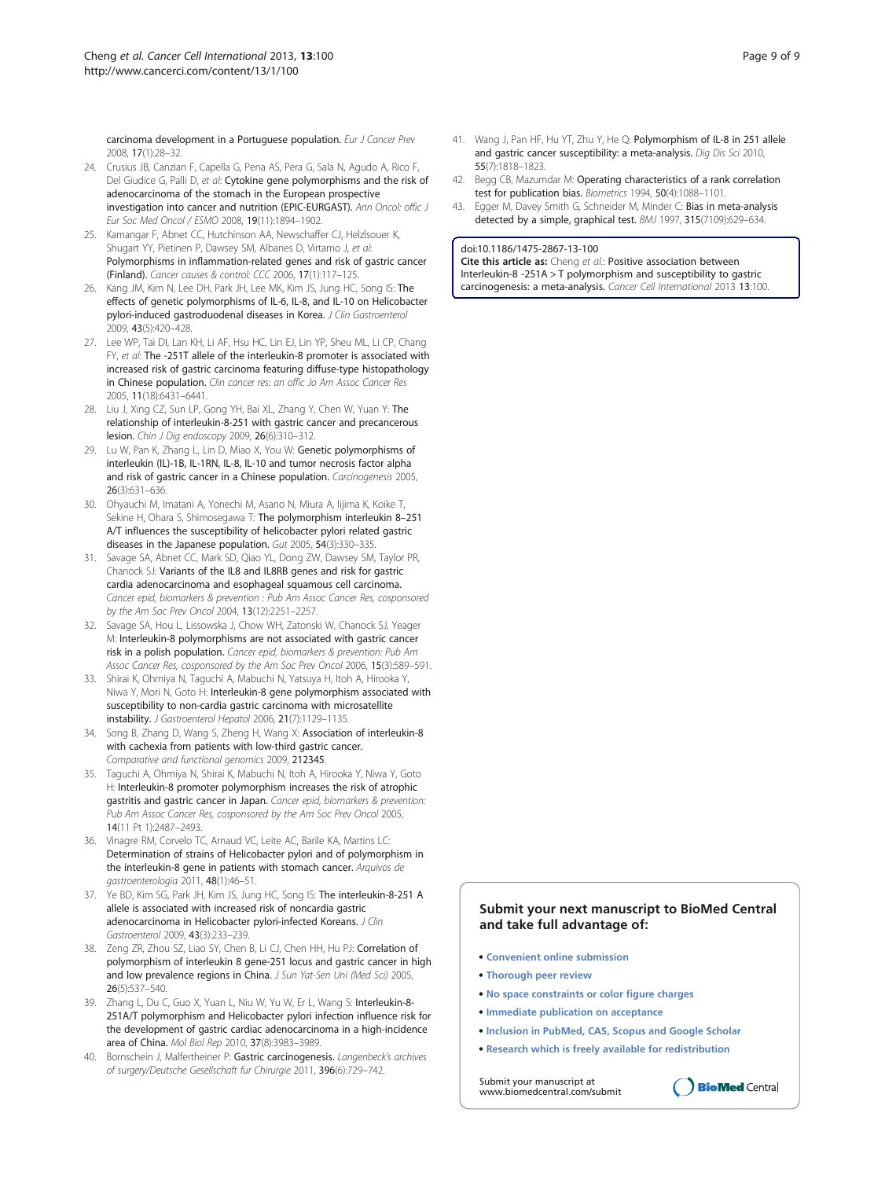carcinoma development in a Portuguese population. *Eur J Cancer Prev* 2008, **17**(1):28–32.

24. Crusius JB, Canzian F, Capella G, Pena AS, Pera G, Sala N, Agudo A, Rico F, Del Giudice G, Palli D, *et al*: **Cytokine gene polymorphisms and the risk of adenocarcinoma of the stomach in the European prospective investigation into cancer and nutrition (EPIC-EURGAST).** *Ann Oncol: offic J Eur Soc Med Oncol / ESMO* 2008, **19**(11):1894–1902.
25. Kamangar F, Abnet CC, Hutchinson AA, Newschaffer CJ, Helzlsouer K, Shugart YY, Pietinen P, Dawsey SM, Albanes D, Virtamo J, *et al*: **Polymorphisms in inflammation-related genes and risk of gastric cancer (Finland).** *Cancer causes & control: CCC* 2006, **17**(1):117–125.
26. Kang JM, Kim N, Lee DH, Park JH, Lee MK, Kim JS, Jung HC, Song IS: **The effects of genetic polymorphisms of IL-6, IL-8, and IL-10 on Helicobacter pylori-induced gastroduodenal diseases in Korea.** *J Clin Gastroenterol* 2009, **43**(5):420–428.
27. Lee WP, Tai DI, Lan KH, Li AF, Hsu HC, Lin EJ, Lin YP, Sheu ML, Li CP, Chang FY, *et al*: **The -251T allele of the interleukin-8 promoter is associated with increased risk of gastric carcinoma featuring diffuse-type histopathology in Chinese population.** *Clin cancer res: an offic Jo Am Assoc Cancer Res* 2005, **11**(18):6431–6441.
28. Liu J, Xing CZ, Sun LP, Gong YH, Bai XL, Zhang Y, Chen W, Yuan Y: **The relationship of interleukin-8-251 with gastric cancer and precancerous lesion.** *Chin J Dig endoscopy* 2009, **26**(6):310–312.
29. Lu W, Pan K, Zhang L, Lin D, Miao X, You W: **Genetic polymorphisms of interleukin (IL)-1B, IL-1RN, IL-8, IL-10 and tumor necrosis factor alpha and risk of gastric cancer in a Chinese population.** *Carcinogenesis* 2005, **26**(3):631–636.
30. Ohyauchi M, Imatani A, Yonechi M, Asano N, Miura A, Iijima K, Koike T, Sekine H, Ohara S, Shimosegawa T: **The polymorphism interleukin 8–251 A/T influences the susceptibility of helicobacter pylori related gastric diseases in the Japanese population.** *Gut* 2005, **54**(3):330–335.
31. Savage SA, Abnet CC, Mark SD, Qiao YL, Dong ZW, Dawsey SM, Taylor PR, Chanock SJ: **Variants of the IL8 and IL8RB genes and risk for gastric cardia adenocarcinoma and esophageal squamous cell carcinoma.** *Cancer epid, biomarkers & prevention : Pub Am Assoc Cancer Res, cosponsored by the Am Soc Prev Oncol* 2004, **13**(12):2251–2257.
32. Savage SA, Hou L, Lissowska J, Chow WH, Zatonski W, Chanock SJ, Yeager M: **Interleukin-8 polymorphisms are not associated with gastric cancer risk in a polish population.** *Cancer epid, biomarkers & prevention: Pub Am Assoc Cancer Res, cosponsored by the Am Soc Prev Oncol* 2006, **15**(3):589–591.
33. Shirai K, Ohmiya N, Taguchi A, Mabuchi N, Yatsuya H, Itoh A, Hirooka Y, Niwa Y, Mori N, Goto H: **Interleukin-8 gene polymorphism associated with susceptibility to non-cardia gastric carcinoma with microsatellite instability.** *J Gastroenterol Hepatol* 2006, **21**(7):1129–1135.
34. Song B, Zhang D, Wang S, Zheng H, Wang X: **Association of interleukin-8 with cachexia from patients with low-third gastric cancer.** *Comparative and functional genomics* 2009, **212345**.
35. Taguchi A, Ohmiya N, Shirai K, Mabuchi N, Itoh A, Hirooka Y, Niwa Y, Goto H: **Interleukin-8 promoter polymorphism increases the risk of atrophic gastritis and gastric cancer in Japan.** *Cancer epid, biomarkers & prevention: Pub Am Assoc Cancer Res, cosponsored by the Am Soc Prev Oncol* 2005, **14**(11 Pt 1):2487–2493.
36. Vinagre RM, Corvelo TC, Arnaud VC, Leite AC, Barile KA, Martins LC: **Determination of strains of Helicobacter pylori and of polymorphism in the interleukin-8 gene in patients with stomach cancer.** *Arquivos de gastroenterologia* 2011, **48**(1):46–51.
37. Ye BD, Kim SG, Park JH, Kim JS, Jung HC, Song IS: **The interleukin-8-251 A allele is associated with increased risk of noncardia gastric adenocarcinoma in Helicobacter pylori-infected Koreans.** *J Clin Gastroenterol* 2009, **43**(3):233–239.
38. Zeng ZR, Zhou SZ, Liao SY, Chen B, Li CJ, Chen HH, Hu PJ: **Correlation of polymorphism of interleukin 8 gene-251 locus and gastric cancer in high and low prevalence regions in China.** *J Sun Yat-Sen Uni (Med Sci)* 2005, **26**(5):537–540.
39. Zhang L, Du C, Guo X, Yuan L, Niu W, Yu W, Er L, Wang S: **Interleukin-8-251A/T polymorphism and Helicobacter pylori infection influence risk for the development of gastric cardiac adenocarcinoma in a high-incidence area of China.** *Mol Biol Rep* 2010, **37**(8):3983–3989.
40. Bornschein J, Malfertheiner P: **Gastric carcinogenesis.** *Langenbeck's archives of surgery/Deutsche Gesellschaft fur Chirurgie* 2011, **396**(6):729–742.
41. Wang J, Pan HF, Hu YT, Zhu Y, He Q: **Polymorphism of IL-8 in 251 allele and gastric cancer susceptibility: a meta-analysis.** *Dig Dis Sci* 2010, **55**(7):1818–1823.
42. Begg CB, Mazumdar M: **Operating characteristics of a rank correlation test for publication bias.** *Biometrics* 1994, **50**(4):1088–1101.
43. Egger M, Davey Smith G, Schneider M, Minder C: **Bias in meta-analysis detected by a simple, graphical test.** *BMJ* 1997, **315**(7109):629–634.

doi:10.1186/1475-2867-13-100

**Cite this article as:** Cheng *et al.*: Positive association between Interleukin-8 -251A > T polymorphism and susceptibility to gastric carcinogenesis: a meta-analysis. *Cancer Cell International* 2013 **13**:100.

**Submit your next manuscript to BioMed Central and take full advantage of:**

- **Convenient online submission**
- **Thorough peer review**
- **No space constraints or color figure charges**
- **Immediate publication on acceptance**
- **Inclusion in PubMed, CAS, Scopus and Google Scholar**
- **Research which is freely available for redistribution**

Submit your manuscript at www.biomedcentral.com/submit

BioMed Central